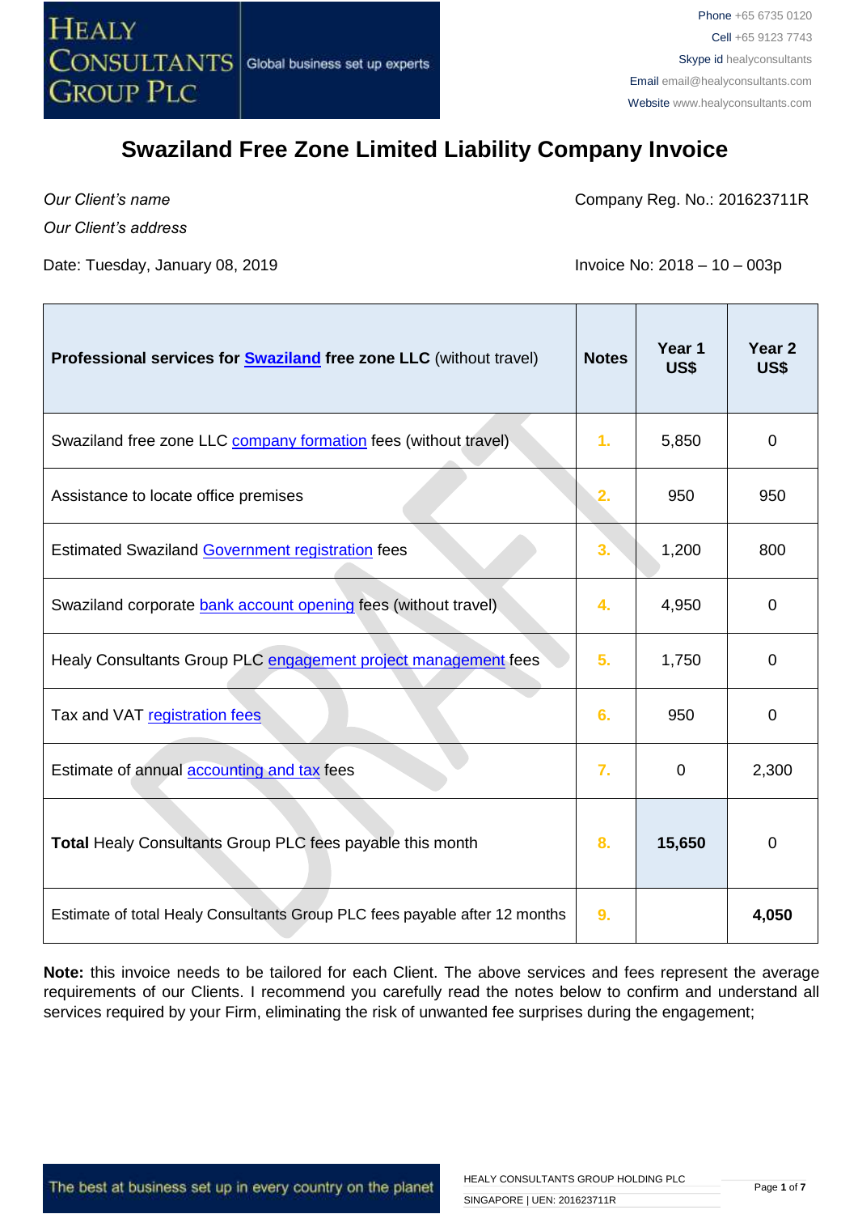# Swaziland Free Zone Limited Liability Company Invoice

*Our Client's name*

*Our Client's address*

Company Reg. No.: 201623711R

Date: Tuesday, January 08, 2019

Invoice No: 2018 – 10 – 003p

| **Professional services for Swaziland free zone LLC** (without travel) | **Notes** | **Year 1 US$** | **Year 2 US$** |
|---|---|---|---|
| Swaziland free zone LLC company formation fees (without travel) | 1. | 5,850 | 0 |
| Assistance to locate office premises | 2. | 950 | 950 |
| Estimated Swaziland Government registration fees | 3. | 1,200 | 800 |
| Swaziland corporate bank account opening fees (without travel) | 4. | 4,950 | 0 |
| Healy Consultants Group PLC engagement project management fees | 5. | 1,750 | 0 |
| Tax and VAT registration fees | 6. | 950 | 0 |
| Estimate of annual accounting and tax fees | 7. | 0 | 2,300 |
| **Total** Healy Consultants Group PLC fees payable this month | 8. | **15,650** | 0 |
| Estimate of total Healy Consultants Group PLC fees payable after 12 months | 9. | | **4,050** |

**Note:** this invoice needs to be tailored for each Client. The above services and fees represent the average requirements of our Clients. I recommend you carefully read the notes below to confirm and understand all services required by your Firm, eliminating the risk of unwanted fee surprises during the engagement;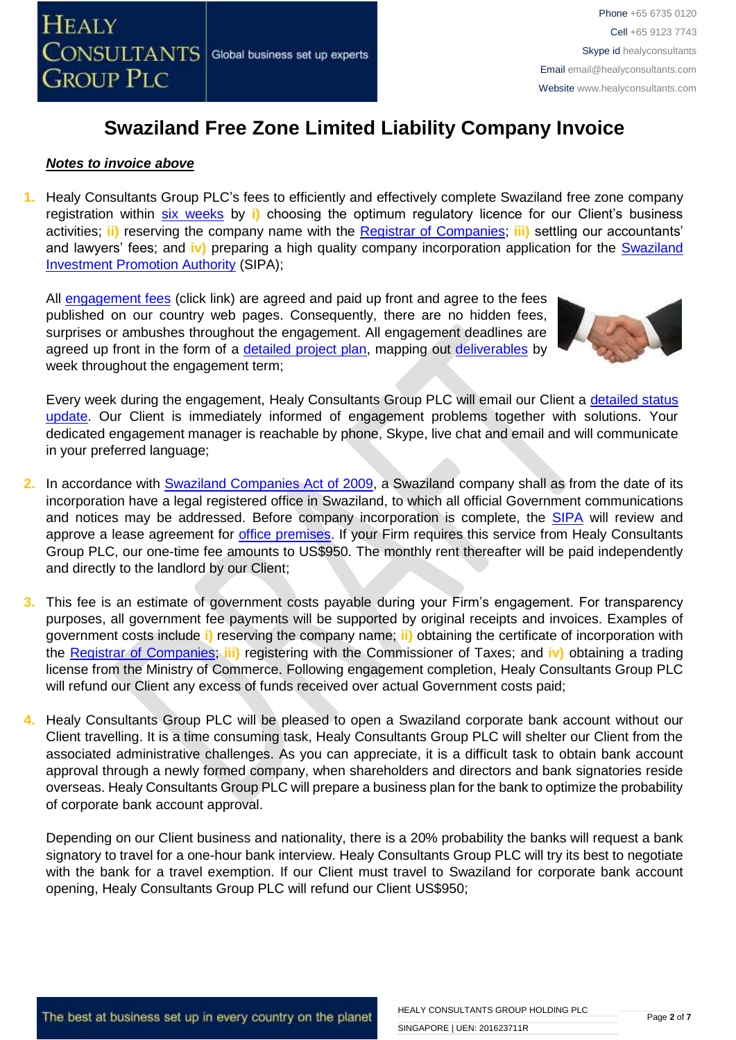# Swaziland Free Zone Limited Liability Company Invoice

***Notes to invoice above***

1. Healy Consultants Group PLC's fees to efficiently and effectively complete Swaziland free zone company registration within six weeks by **i)** choosing the optimum regulatory licence for our Client's business activities; **ii)** reserving the company name with the Registrar of Companies; **iii)** settling our accountants' and lawyers' fees; and **iv)** preparing a high quality company incorporation application for the Swaziland Investment Promotion Authority (SIPA);

   All engagement fees (click link) are agreed and paid up front and agree to the fees published on our country web pages. Consequently, there are no hidden fees, surprises or ambushes throughout the engagement. All engagement deadlines are agreed up front in the form of a detailed project plan, mapping out deliverables by week throughout the engagement term;

   Every week during the engagement, Healy Consultants Group PLC will email our Client a detailed status update. Our Client is immediately informed of engagement problems together with solutions. Your dedicated engagement manager is reachable by phone, Skype, live chat and email and will communicate in your preferred language;

2. In accordance with Swaziland Companies Act of 2009, a Swaziland company shall as from the date of its incorporation have a legal registered office in Swaziland, to which all official Government communications and notices may be addressed. Before company incorporation is complete, the SIPA will review and approve a lease agreement for office premises. If your Firm requires this service from Healy Consultants Group PLC, our one-time fee amounts to US$950. The monthly rent thereafter will be paid independently and directly to the landlord by our Client;

3. This fee is an estimate of government costs payable during your Firm's engagement. For transparency purposes, all government fee payments will be supported by original receipts and invoices. Examples of government costs include **i)** reserving the company name; **ii)** obtaining the certificate of incorporation with the Registrar of Companies; **iii)** registering with the Commissioner of Taxes; and **iv)** obtaining a trading license from the Ministry of Commerce. Following engagement completion, Healy Consultants Group PLC will refund our Client any excess of funds received over actual Government costs paid;

4. Healy Consultants Group PLC will be pleased to open a Swaziland corporate bank account without our Client travelling. It is a time consuming task, Healy Consultants Group PLC will shelter our Client from the associated administrative challenges. As you can appreciate, it is a difficult task to obtain bank account approval through a newly formed company, when shareholders and directors and bank signatories reside overseas. Healy Consultants Group PLC will prepare a business plan for the bank to optimize the probability of corporate bank account approval.

   Depending on our Client business and nationality, there is a 20% probability the banks will request a bank signatory to travel for a one-hour bank interview. Healy Consultants Group PLC will try its best to negotiate with the bank for a travel exemption. If our Client must travel to Swaziland for corporate bank account opening, Healy Consultants Group PLC will refund our Client US$950;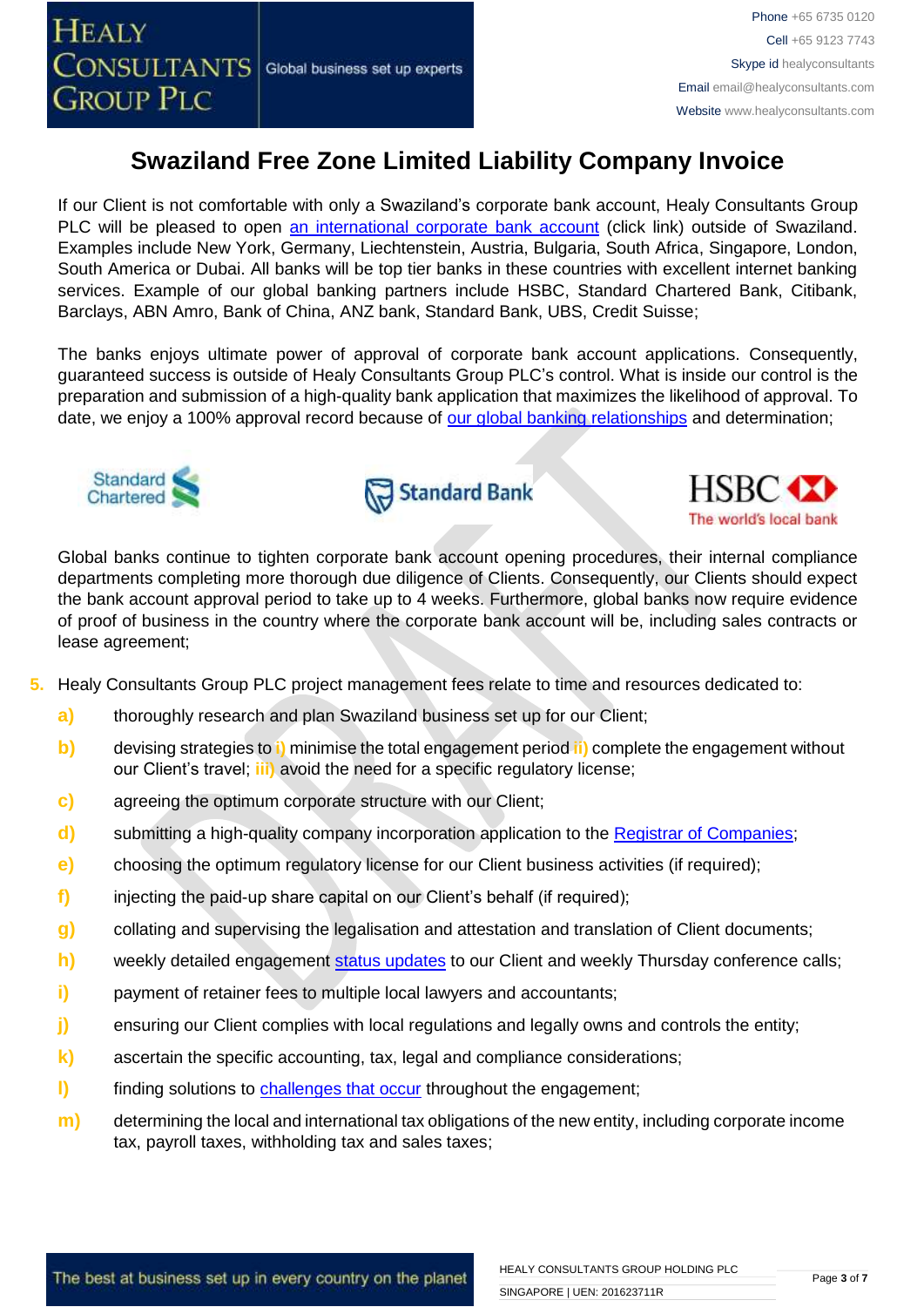# Swaziland Free Zone Limited Liability Company Invoice

If our Client is not comfortable with only a Swaziland's corporate bank account, Healy Consultants Group PLC will be pleased to open an international corporate bank account (click link) outside of Swaziland. Examples include New York, Germany, Liechtenstein, Austria, Bulgaria, South Africa, Singapore, London, South America or Dubai. All banks will be top tier banks in these countries with excellent internet banking services. Example of our global banking partners include HSBC, Standard Chartered Bank, Citibank, Barclays, ABN Amro, Bank of China, ANZ bank, Standard Bank, UBS, Credit Suisse;

The banks enjoys ultimate power of approval of corporate bank account applications. Consequently, guaranteed success is outside of Healy Consultants Group PLC's control. What is inside our control is the preparation and submission of a high-quality bank application that maximizes the likelihood of approval. To date, we enjoy a 100% approval record because of our global banking relationships and determination;

Global banks continue to tighten corporate bank account opening procedures, their internal compliance departments completing more thorough due diligence of Clients. Consequently, our Clients should expect the bank account approval period to take up to 4 weeks. Furthermore, global banks now require evidence of proof of business in the country where the corporate bank account will be, including sales contracts or lease agreement;

5. Healy Consultants Group PLC project management fees relate to time and resources dedicated to:
   - a) thoroughly research and plan Swaziland business set up for our Client;
   - b) devising strategies to i) minimise the total engagement period ii) complete the engagement without our Client's travel; iii) avoid the need for a specific regulatory license;
   - c) agreeing the optimum corporate structure with our Client;
   - d) submitting a high-quality company incorporation application to the Registrar of Companies;
   - e) choosing the optimum regulatory license for our Client business activities (if required);
   - f) injecting the paid-up share capital on our Client's behalf (if required);
   - g) collating and supervising the legalisation and attestation and translation of Client documents;
   - h) weekly detailed engagement status updates to our Client and weekly Thursday conference calls;
   - i) payment of retainer fees to multiple local lawyers and accountants;
   - j) ensuring our Client complies with local regulations and legally owns and controls the entity;
   - k) ascertain the specific accounting, tax, legal and compliance considerations;
   - l) finding solutions to challenges that occur throughout the engagement;
   - m) determining the local and international tax obligations of the new entity, including corporate income tax, payroll taxes, withholding tax and sales taxes;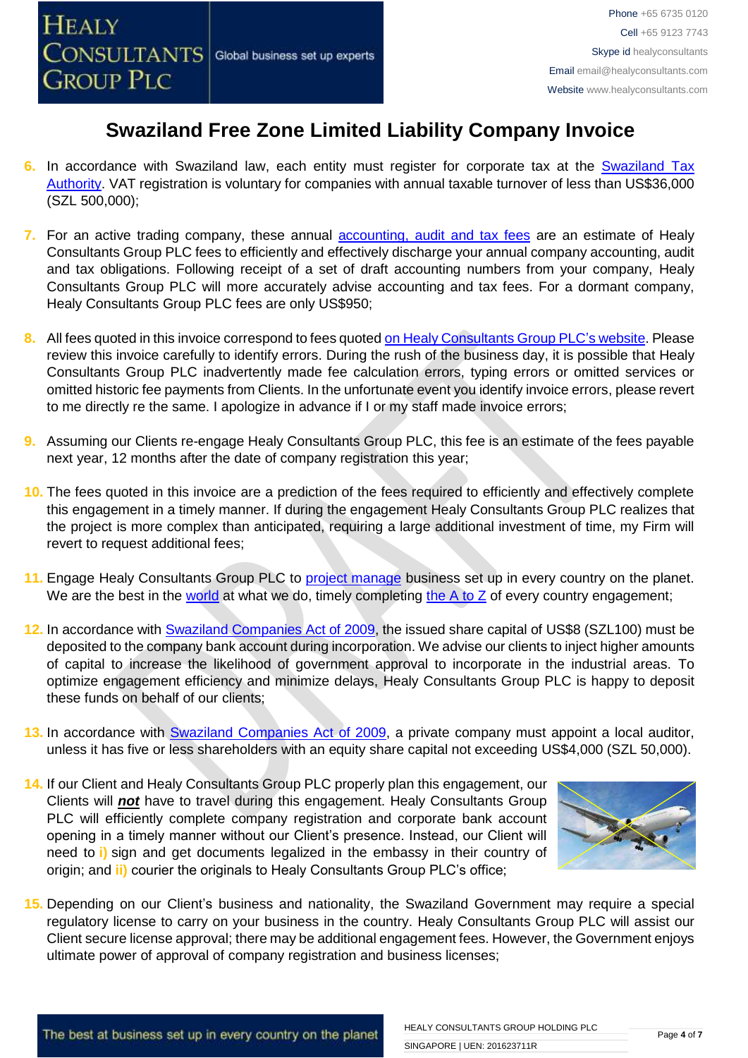# Swaziland Free Zone Limited Liability Company Invoice

6. In accordance with Swaziland law, each entity must register for corporate tax at the Swaziland Tax Authority. VAT registration is voluntary for companies with annual taxable turnover of less than US$36,000 (SZL 500,000);

7. For an active trading company, these annual accounting, audit and tax fees are an estimate of Healy Consultants Group PLC fees to efficiently and effectively discharge your annual company accounting, audit and tax obligations. Following receipt of a set of draft accounting numbers from your company, Healy Consultants Group PLC will more accurately advise accounting and tax fees. For a dormant company, Healy Consultants Group PLC fees are only US$950;

8. All fees quoted in this invoice correspond to fees quoted on Healy Consultants Group PLC's website. Please review this invoice carefully to identify errors. During the rush of the business day, it is possible that Healy Consultants Group PLC inadvertently made fee calculation errors, typing errors or omitted services or omitted historic fee payments from Clients. In the unfortunate event you identify invoice errors, please revert to me directly re the same. I apologize in advance if I or my staff made invoice errors;

9. Assuming our Clients re-engage Healy Consultants Group PLC, this fee is an estimate of the fees payable next year, 12 months after the date of company registration this year;

10. The fees quoted in this invoice are a prediction of the fees required to efficiently and effectively complete this engagement in a timely manner. If during the engagement Healy Consultants Group PLC realizes that the project is more complex than anticipated, requiring a large additional investment of time, my Firm will revert to request additional fees;

11. Engage Healy Consultants Group PLC to project manage business set up in every country on the planet. We are the best in the world at what we do, timely completing the A to Z of every country engagement;

12. In accordance with Swaziland Companies Act of 2009, the issued share capital of US$8 (SZL100) must be deposited to the company bank account during incorporation. We advise our clients to inject higher amounts of capital to increase the likelihood of government approval to incorporate in the industrial areas. To optimize engagement efficiency and minimize delays, Healy Consultants Group PLC is happy to deposit these funds on behalf of our clients;

13. In accordance with Swaziland Companies Act of 2009, a private company must appoint a local auditor, unless it has five or less shareholders with an equity share capital not exceeding US$4,000 (SZL 50,000).

14. If our Client and Healy Consultants Group PLC properly plan this engagement, our Clients will ***not*** have to travel during this engagement. Healy Consultants Group PLC will efficiently complete company registration and corporate bank account opening in a timely manner without our Client's presence. Instead, our Client will need to **i)** sign and get documents legalized in the embassy in their country of origin; and **ii)** courier the originals to Healy Consultants Group PLC's office;

15. Depending on our Client's business and nationality, the Swaziland Government may require a special regulatory license to carry on your business in the country. Healy Consultants Group PLC will assist our Client secure license approval; there may be additional engagement fees. However, the Government enjoys ultimate power of approval of company registration and business licenses;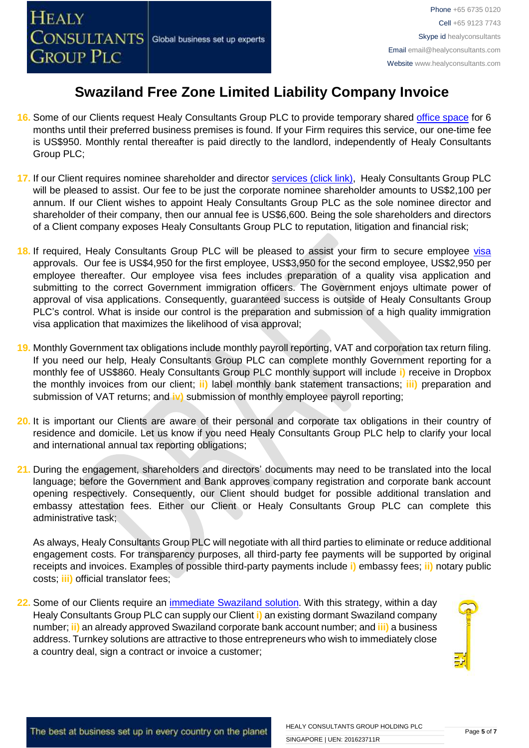# Swaziland Free Zone Limited Liability Company Invoice

16. Some of our Clients request Healy Consultants Group PLC to provide temporary shared office space for 6 months until their preferred business premises is found. If your Firm requires this service, our one-time fee is US$950. Monthly rental thereafter is paid directly to the landlord, independently of Healy Consultants Group PLC;

17. If our Client requires nominee shareholder and director services (click link), Healy Consultants Group PLC will be pleased to assist. Our fee to be just the corporate nominee shareholder amounts to US$2,100 per annum. If our Client wishes to appoint Healy Consultants Group PLC as the sole nominee director and shareholder of their company, then our annual fee is US$6,600. Being the sole shareholders and directors of a Client company exposes Healy Consultants Group PLC to reputation, litigation and financial risk;

18. If required, Healy Consultants Group PLC will be pleased to assist your firm to secure employee visa approvals. Our fee is US$4,950 for the first employee, US$3,950 for the second employee, US$2,950 per employee thereafter. Our employee visa fees includes preparation of a quality visa application and submitting to the correct Government immigration officers. The Government enjoys ultimate power of approval of visa applications. Consequently, guaranteed success is outside of Healy Consultants Group PLC's control. What is inside our control is the preparation and submission of a high quality immigration visa application that maximizes the likelihood of visa approval;

19. Monthly Government tax obligations include monthly payroll reporting, VAT and corporation tax return filing. If you need our help, Healy Consultants Group PLC can complete monthly Government reporting for a monthly fee of US$860. Healy Consultants Group PLC monthly support will include **i)** receive in Dropbox the monthly invoices from our client; **ii)** label monthly bank statement transactions; **iii)** preparation and submission of VAT returns; and **iv)** submission of monthly employee payroll reporting;

20. It is important our Clients are aware of their personal and corporate tax obligations in their country of residence and domicile. Let us know if you need Healy Consultants Group PLC help to clarify your local and international annual tax reporting obligations;

21. During the engagement, shareholders and directors' documents may need to be translated into the local language; before the Government and Bank approves company registration and corporate bank account opening respectively. Consequently, our Client should budget for possible additional translation and embassy attestation fees. Either our Client or Healy Consultants Group PLC can complete this administrative task;

    As always, Healy Consultants Group PLC will negotiate with all third parties to eliminate or reduce additional engagement costs. For transparency purposes, all third-party fee payments will be supported by original receipts and invoices. Examples of possible third-party payments include **i)** embassy fees; **ii)** notary public costs; **iii)** official translator fees;

22. Some of our Clients require an immediate Swaziland solution. With this strategy, within a day Healy Consultants Group PLC can supply our Client **i)** an existing dormant Swaziland company number; **ii)** an already approved Swaziland corporate bank account number; and **iii)** a business address. Turnkey solutions are attractive to those entrepreneurs who wish to immediately close a country deal, sign a contract or invoice a customer;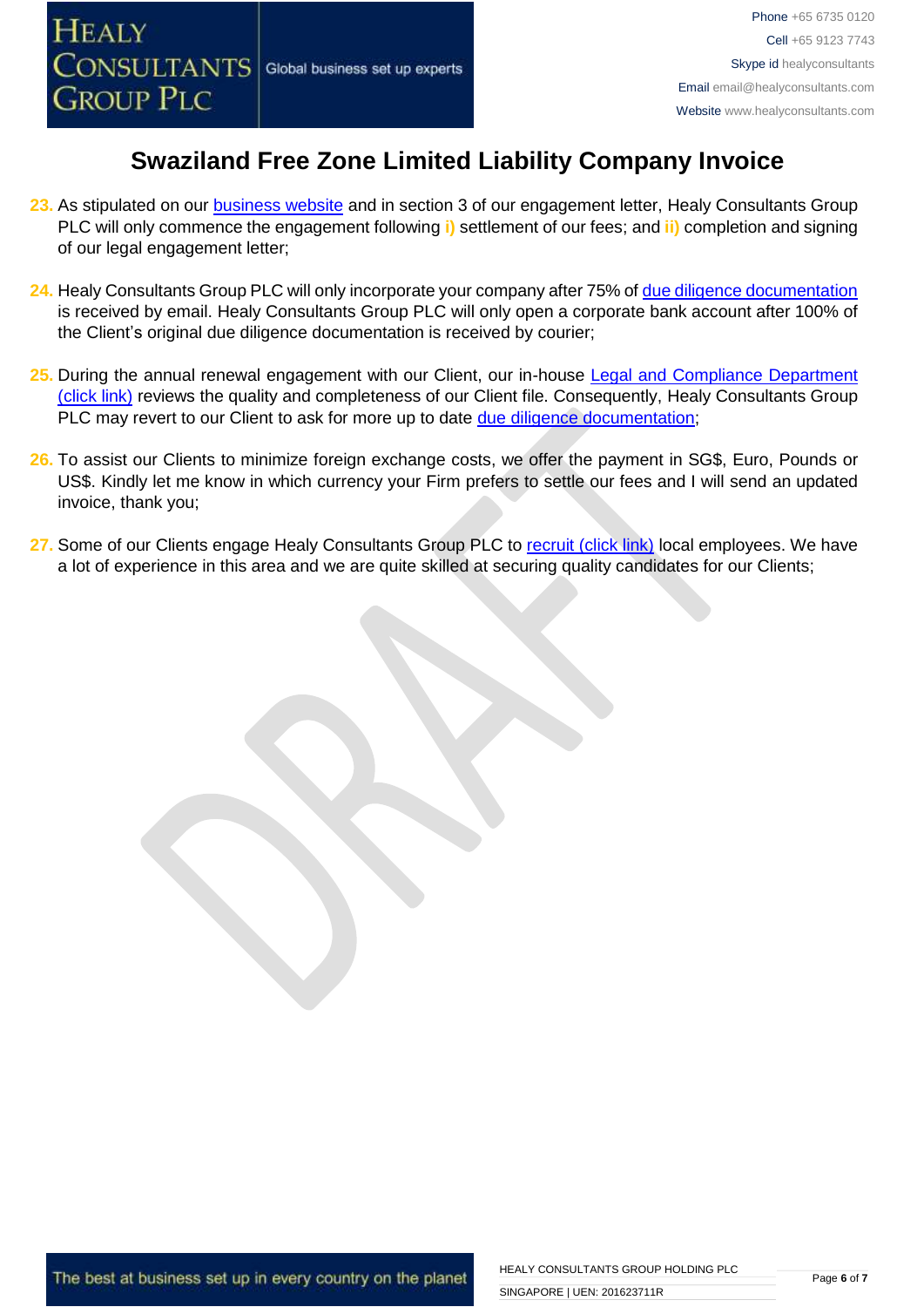# Swaziland Free Zone Limited Liability Company Invoice

23. As stipulated on our [business website](#) and in section 3 of our engagement letter, Healy Consultants Group PLC will only commence the engagement following **i)** settlement of our fees; and **ii)** completion and signing of our legal engagement letter;

24. Healy Consultants Group PLC will only incorporate your company after 75% of [due diligence documentation](#) is received by email. Healy Consultants Group PLC will only open a corporate bank account after 100% of the Client's original due diligence documentation is received by courier;

25. During the annual renewal engagement with our Client, our in-house [Legal and Compliance Department (click link)](#) reviews the quality and completeness of our Client file. Consequently, Healy Consultants Group PLC may revert to our Client to ask for more up to date [due diligence documentation](#);

26. To assist our Clients to minimize foreign exchange costs, we offer the payment in SG$, Euro, Pounds or US$. Kindly let me know in which currency your Firm prefers to settle our fees and I will send an updated invoice, thank you;

27. Some of our Clients engage Healy Consultants Group PLC to [recruit (click link)](#) local employees. We have a lot of experience in this area and we are quite skilled at securing quality candidates for our Clients;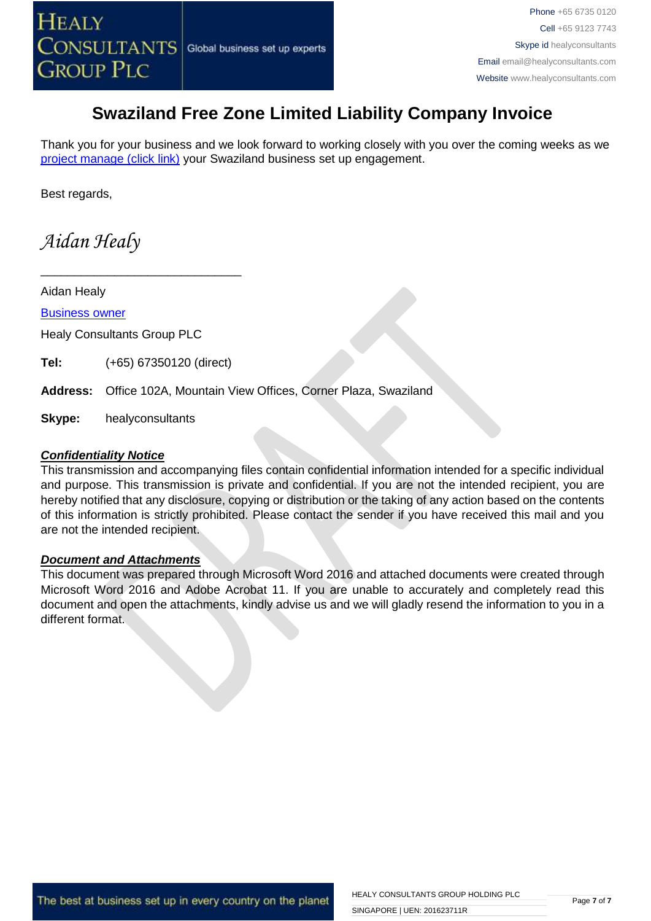# Swaziland Free Zone Limited Liability Company Invoice

Thank you for your business and we look forward to working closely with you over the coming weeks as we project manage (click link) your Swaziland business set up engagement.

Best regards,

*Aidan Healy*

______________________________

Aidan Healy

Business owner

Healy Consultants Group PLC

**Tel:** (+65) 67350120 (direct)

**Address:** Office 102A, Mountain View Offices, Corner Plaza, Swaziland

**Skype:** healyconsultants

***Confidentiality Notice***

This transmission and accompanying files contain confidential information intended for a specific individual and purpose. This transmission is private and confidential. If you are not the intended recipient, you are hereby notified that any disclosure, copying or distribution or the taking of any action based on the contents of this information is strictly prohibited. Please contact the sender if you have received this mail and you are not the intended recipient.

***Document and Attachments***

This document was prepared through Microsoft Word 2016 and attached documents were created through Microsoft Word 2016 and Adobe Acrobat 11. If you are unable to accurately and completely read this document and open the attachments, kindly advise us and we will gladly resend the information to you in a different format.